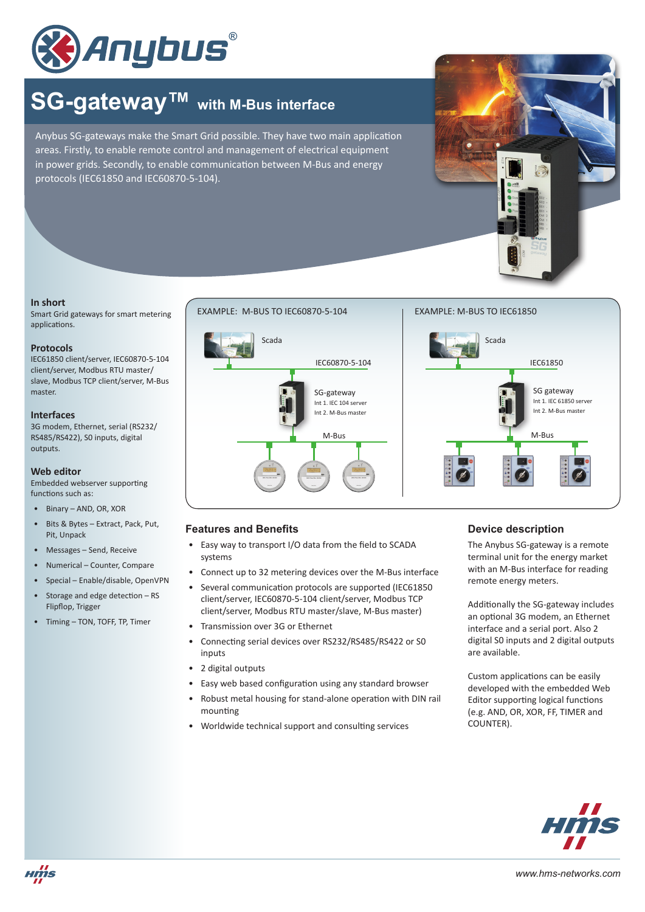# SG-gateway™ with M-Bus interface

Anybus SG-gateways make the Smart Grid possible. They have two main application areas. Firstly, to enable remote control and management of electrical equipment in power grids. Secondly, to enable communication between M-Bus and energy protocols (IEC61850 and IEC60870-5-104).

### In short

Smart Grid gateways for smart metering applications.

### Protocols

IEC61850 client/server, IEC60870-5-104 client/server, Modbus RTU master/slave, Modbus TCP client/server, M-Bus master.

### Interfaces

3G modem, Ethernet, serial (RS232/RS485/RS422), S0 inputs, digital outputs.

### Web editor

Embedded webserver supporting functions such as:

- Binary – AND, OR, XOR
- Bits & Bytes – Extract, Pack, Put, Pit, Unpack
- Messages – Send, Receive
- Numerical – Counter, Compare
- Special – Enable/disable, OpenVPN
- Storage and edge detection – RS Flipflop, Trigger
- Timing – TON, TOFF, TP, Timer

EXAMPLE: M-BUS TO IEC60870-5-104

Scada

IEC60870-5-104

SG-gateway
Int 1. IEC 104 server
Int 2. M-Bus master

M-Bus

EXAMPLE: M-BUS TO IEC61850

Scada

IEC61850

SG gateway
Int 1. IEC 61850 server
Int 2. M-Bus master

M-Bus

## Features and Benefits

- Easy way to transport I/O data from the field to SCADA systems
- Connect up to 32 metering devices over the M-Bus interface
- Several communication protocols are supported (IEC61850 client/server, IEC60870-5-104 client/server, Modbus TCP client/server, Modbus RTU master/slave, M-Bus master)
- Transmission over 3G or Ethernet
- Connecting serial devices over RS232/RS485/RS422 or S0 inputs
- 2 digital outputs
- Easy web based configuration using any standard browser
- Robust metal housing for stand-alone operation with DIN rail mounting
- Worldwide technical support and consulting services

## Device description

The Anybus SG-gateway is a remote terminal unit for the energy market with an M-Bus interface for reading remote energy meters.

Additionally the SG-gateway includes an optional 3G modem, an Ethernet interface and a serial port. Also 2 digital S0 inputs and 2 digital outputs are available.

Custom applications can be easily developed with the embedded Web Editor supporting logical functions (e.g. AND, OR, XOR, FF, TIMER and COUNTER).

www.hms-networks.com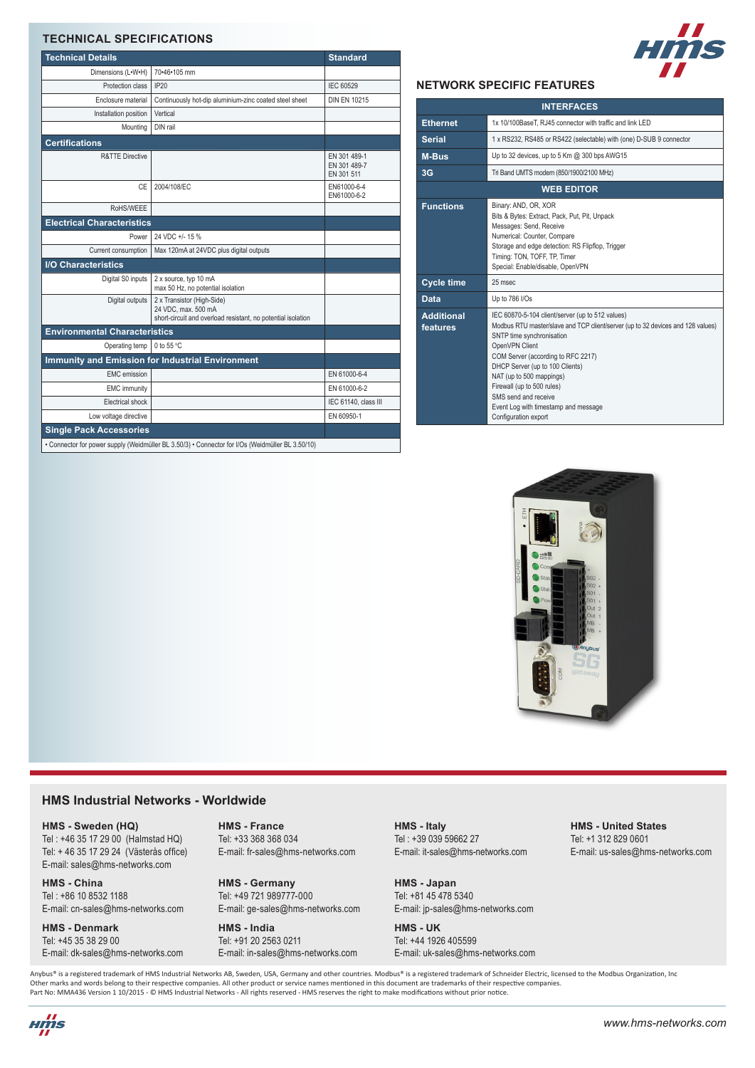## TECHNICAL SPECIFICATIONS

| Technical Details | | Standard |
|---|---|---|
| Dimensions (L•W•H) | 70•46•105 mm | |
| Protection class | IP20 | IEC 60529 |
| Enclosure material | Continuously hot-dip aluminium-zinc coated steel sheet | DIN EN 10215 |
| Installation position | Vertical | |
| Mounting | DIN rail | |
| **Certifications** | | |
| R&TTE Directive | | EN 301 489-1<br>EN 301 489-7<br>EN 301 511 |
| CE | 2004/108/EC | EN61000-6-4<br>EN61000-6-2 |
| RoHS/WEEE | | |
| **Electrical Characteristics** | | |
| Power | 24 VDC +/- 15 % | |
| Current consumption | Max 120mA at 24VDC plus digital outputs | |
| **I/O Characteristics** | | |
| Digital S0 inputs | 2 x source, typ 10 mA<br>max 50 Hz, no potential isolation | |
| Digital outputs | 2 x Transistor (High-Side)<br>24 VDC, max. 500 mA<br>short-circuit and overload resistant, no potential isolation | |
| **Environmental Characteristics** | | |
| Operating temp | 0 to 55 °C | |
| **Immunity and Emission for Industrial Environment** | | |
| EMC emission | | EN 61000-6-4 |
| EMC immunity | | EN 61000-6-2 |
| Electrical shock | | IEC 61140, class III |
| Low voltage directive | | EN 60950-1 |
| **Single Pack Accessories** | | |
| • Connector for power supply (Weidmüller BL 3.50/3) • Connector for I/Os (Weidmüller BL 3.50/10) | | |

## NETWORK SPECIFIC FEATURES

| INTERFACES | |
|---|---|
| **Ethernet** | 1x 10/100BaseT, RJ45 connector with traffic and link LED |
| **Serial** | 1 x RS232, RS485 or RS422 (selectable) with (one) D-SUB 9 connector |
| **M-Bus** | Up to 32 devices, up to 5 Km @ 300 bps AWG15 |
| **3G** | Tri Band UMTS modem (850/1900/2100 MHz) |
| **WEB EDITOR** | |
| **Functions** | Binary: AND, OR, XOR<br>Bits & Bytes: Extract, Pack, Put, Pit, Unpack<br>Messages: Send, Receive<br>Numerical: Counter, Compare<br>Storage and edge detection: RS Flipflop, Trigger<br>Timing: TON, TOFF, TP, Timer<br>Special: Enable/disable, OpenVPN |
| **Cycle time** | 25 msec |
| **Data** | Up to 786 I/Os |
| **Additional features** | IEC 60870-5-104 client/server (up to 512 values)<br>Modbus RTU master/slave and TCP client/server (up to 32 devices and 128 values)<br>SNTP time synchronisation<br>OpenVPN Client<br>COM Server (according to RFC 2217)<br>DHCP Server (up to 100 Clients)<br>NAT (up to 500 mappings)<br>Firewall (up to 500 rules)<br>SMS send and receive<br>Event Log with timestamp and message<br>Configuration export |

## HMS Industrial Networks - Worldwide

**HMS - Sweden (HQ)**
Tel : +46 35 17 29 00 (Halmstad HQ)
Tel: + 46 35 17 29 24 (Västerås office)
E-mail: sales@hms-networks.com

**HMS - China**
Tel : +86 10 8532 1188
E-mail: cn-sales@hms-networks.com

**HMS - Denmark**
Tel: +45 35 38 29 00
E-mail: dk-sales@hms-networks.com

**HMS - France**
Tel: +33 368 368 034
E-mail: fr-sales@hms-networks.com

**HMS - Germany**
Tel: +49 721 989777-000
E-mail: ge-sales@hms-networks.com

**HMS - India**
Tel: +91 20 2563 0211
E-mail: in-sales@hms-networks.com

**HMS - Italy**
Tel : +39 039 59662 27
E-mail: it-sales@hms-networks.com

**HMS - Japan**
Tel: +81 45 478 5340
E-mail: jp-sales@hms-networks.com

**HMS - UK**
Tel: +44 1926 405599
E-mail: uk-sales@hms-networks.com

**HMS - United States**
Tel: +1 312 829 0601
E-mail: us-sales@hms-networks.com

Anybus® is a registered trademark of HMS Industrial Networks AB, Sweden, USA, Germany and other countries. Modbus® is a registered trademark of Schneider Electric, licensed to the Modbus Organization, Inc
Other marks and words belong to their respective companies. All other product or service names mentioned in this document are trademarks of their respective companies.
Part No: MMA436 Version 1 10/2015 - © HMS Industrial Networks - All rights reserved - HMS reserves the right to make modifications without prior notice.

www.hms-networks.com